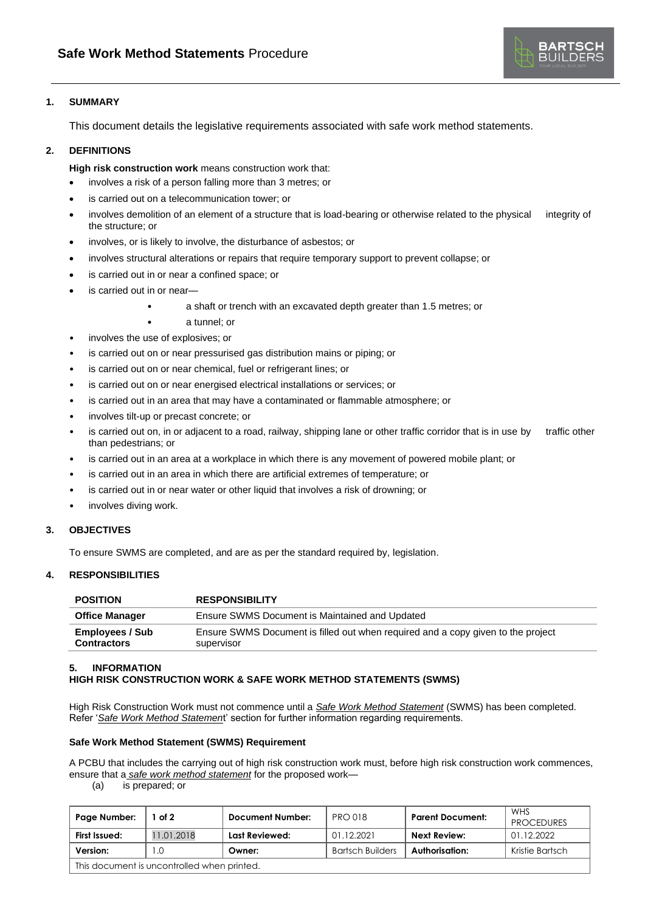# Safe Work Method Statements Procedure

## 1. SUMMARY

This document details the legislative requirements associated with safe work method statements.

## 2. DEFINITIONS

**High risk construction work** means construction work that:

- involves a risk of a person falling more than 3 metres; or
- is carried out on a telecommunication tower; or
- involves demolition of an element of a structure that is load-bearing or otherwise related to the physical integrity of the structure; or
- involves, or is likely to involve, the disturbance of asbestos; or
- involves structural alterations or repairs that require temporary support to prevent collapse; or
- is carried out in or near a confined space; or
- is carried out in or near—
    - a shaft or trench with an excavated depth greater than 1.5 metres; or
    - a tunnel; or
- involves the use of explosives; or
- is carried out on or near pressurised gas distribution mains or piping; or
- is carried out on or near chemical, fuel or refrigerant lines; or
- is carried out on or near energised electrical installations or services; or
- is carried out in an area that may have a contaminated or flammable atmosphere; or
- involves tilt-up or precast concrete; or
- is carried out on, in or adjacent to a road, railway, shipping lane or other traffic corridor that is in use by traffic other than pedestrians; or
- is carried out in an area at a workplace in which there is any movement of powered mobile plant; or
- is carried out in an area in which there are artificial extremes of temperature; or
- is carried out in or near water or other liquid that involves a risk of drowning; or
- involves diving work.

## 3. OBJECTIVES

To ensure SWMS are completed, and are as per the standard required by, legislation.

## 4. RESPONSIBILITIES

| POSITION | RESPONSIBILITY |
|---|---|
| **Office Manager** | Ensure SWMS Document is Maintained and Updated |
| **Employees / Sub Contractors** | Ensure SWMS Document is filled out when required and a copy given to the project supervisor |

## 5. INFORMATION

### HIGH RISK CONSTRUCTION WORK & SAFE WORK METHOD STATEMENTS (SWMS)

High Risk Construction Work must not commence until a *Safe Work Method Statement* (SWMS) has been completed. Refer '*Safe Work Method Statement*' section for further information regarding requirements.

**Safe Work Method Statement (SWMS) Requirement**

A PCBU that includes the carrying out of high risk construction work must, before high risk construction work commences, ensure that a *safe work method statement* for the proposed work—

(a) is prepared; or

| Page Number: | 1 of 2 | Document Number: | PRO 018 | Parent Document: | WHS PROCEDURES |
|---|---|---|---|---|---|
| First Issued: | 11.01.2018 | Last Reviewed: | 01.12.2021 | Next Review: | 01.12.2022 |
| Version: | 1.0 | Owner: | Bartsch Builders | Authorisation: | Kristie Bartsch |
| This document is uncontrolled when printed. | | | | | |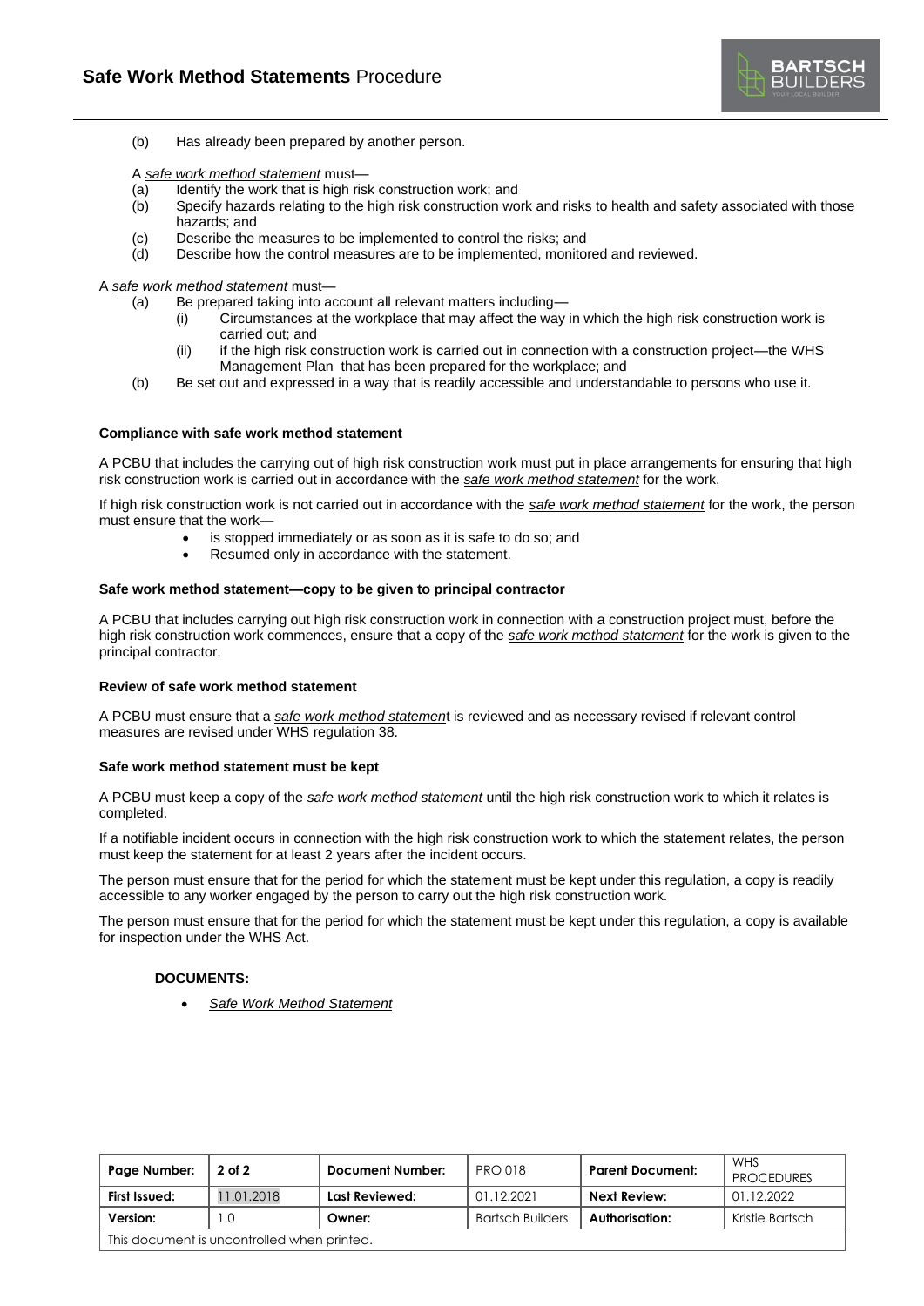(b) Has already been prepared by another person.

A *safe work method statement* must—

(a) Identify the work that is high risk construction work; and

(b) Specify hazards relating to the high risk construction work and risks to health and safety associated with those hazards; and

(c) Describe the measures to be implemented to control the risks; and

(d) Describe how the control measures are to be implemented, monitored and reviewed.

A *safe work method statement* must—

(a) Be prepared taking into account all relevant matters including—

 (i) Circumstances at the workplace that may affect the way in which the high risk construction work is carried out; and

 (ii) if the high risk construction work is carried out in connection with a construction project—the WHS Management Plan that has been prepared for the workplace; and

(b) Be set out and expressed in a way that is readily accessible and understandable to persons who use it.

**Compliance with safe work method statement**

A PCBU that includes the carrying out of high risk construction work must put in place arrangements for ensuring that high risk construction work is carried out in accordance with the *safe work method statement* for the work.

If high risk construction work is not carried out in accordance with the *safe work method statement* for the work, the person must ensure that the work—

- is stopped immediately or as soon as it is safe to do so; and
- Resumed only in accordance with the statement.

**Safe work method statement—copy to be given to principal contractor**

A PCBU that includes carrying out high risk construction work in connection with a construction project must, before the high risk construction work commences, ensure that a copy of the *safe work method statement* for the work is given to the principal contractor.

**Review of safe work method statement**

A PCBU must ensure that a *safe work method statement* is reviewed and as necessary revised if relevant control measures are revised under WHS regulation 38.

**Safe work method statement must be kept**

A PCBU must keep a copy of the *safe work method statement* until the high risk construction work to which it relates is completed.

If a notifiable incident occurs in connection with the high risk construction work to which the statement relates, the person must keep the statement for at least 2 years after the incident occurs.

The person must ensure that for the period for which the statement must be kept under this regulation, a copy is readily accessible to any worker engaged by the person to carry out the high risk construction work.

The person must ensure that for the period for which the statement must be kept under this regulation, a copy is available for inspection under the WHS Act.

**DOCUMENTS:**

- *Safe Work Method Statement*